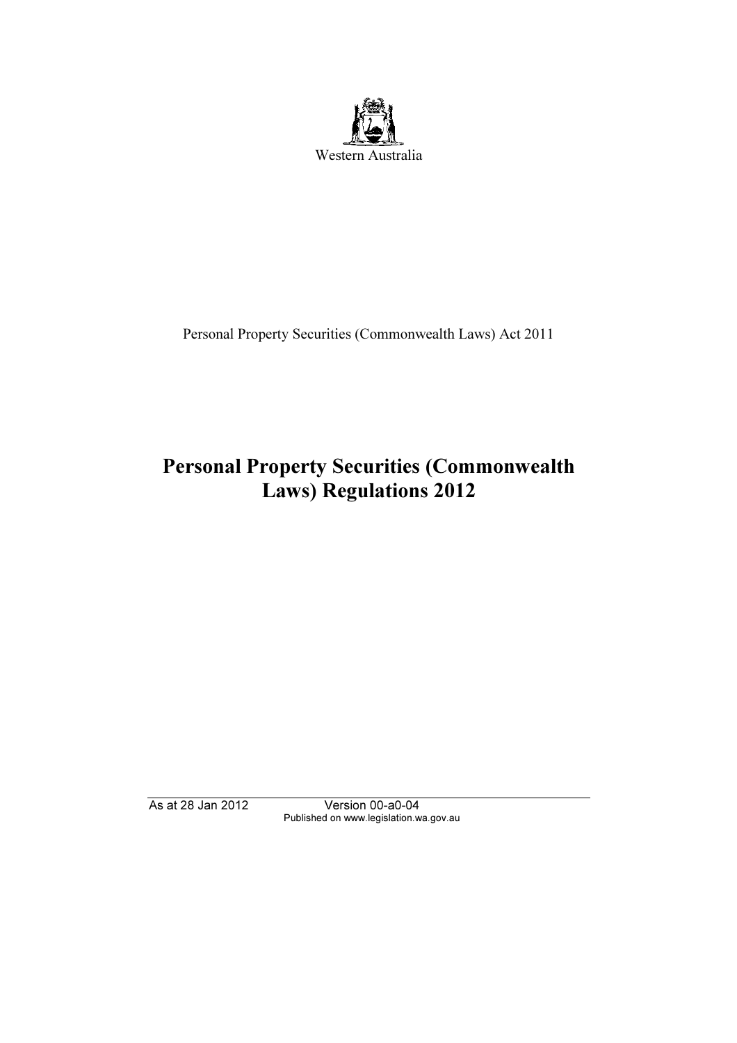Western Australia

Personal Property Securities (Commonwealth Laws) Act 2011

# Personal Property Securities (Commonwealth Laws) Regulations 2012

As at 28 Jan 2012 Version 00-a0-04
Published on www.legislation.wa.gov.au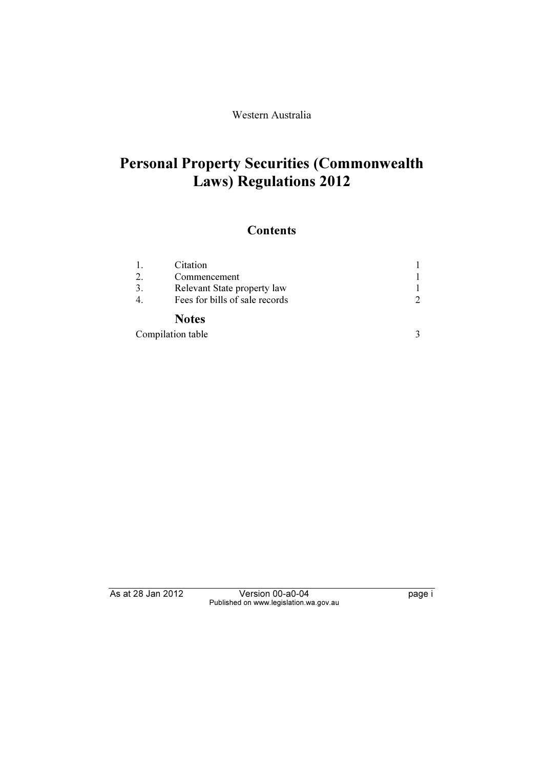Western Australia

# Personal Property Securities (Commonwealth Laws) Regulations 2012

## Contents

| | | |
|---|---|---|
| 1. | Citation | 1 |
| 2. | Commencement | 1 |
| 3. | Relevant State property law | 1 |
| 4. | Fees for bills of sale records | 2 |

### Notes

| | |
|---|---|
| Compilation table | 3 |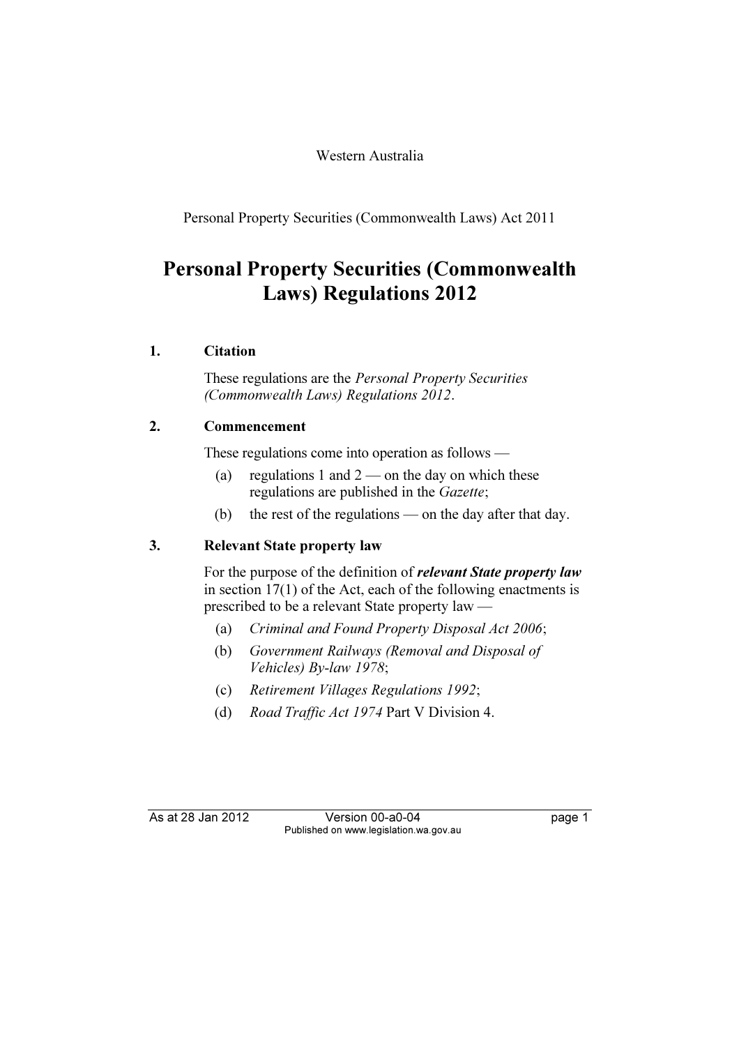Western Australia

Personal Property Securities (Commonwealth Laws) Act 2011

# Personal Property Securities (Commonwealth Laws) Regulations 2012

## 1. Citation

These regulations are the *Personal Property Securities (Commonwealth Laws) Regulations 2012*.

## 2. Commencement

These regulations come into operation as follows —

(a) regulations 1 and 2 — on the day on which these regulations are published in the *Gazette*;

(b) the rest of the regulations — on the day after that day.

## 3. Relevant State property law

For the purpose of the definition of ***relevant State property law*** in section 17(1) of the Act, each of the following enactments is prescribed to be a relevant State property law —

(a) *Criminal and Found Property Disposal Act 2006*;

(b) *Government Railways (Removal and Disposal of Vehicles) By-law 1978*;

(c) *Retirement Villages Regulations 1992*;

(d) *Road Traffic Act 1974* Part V Division 4.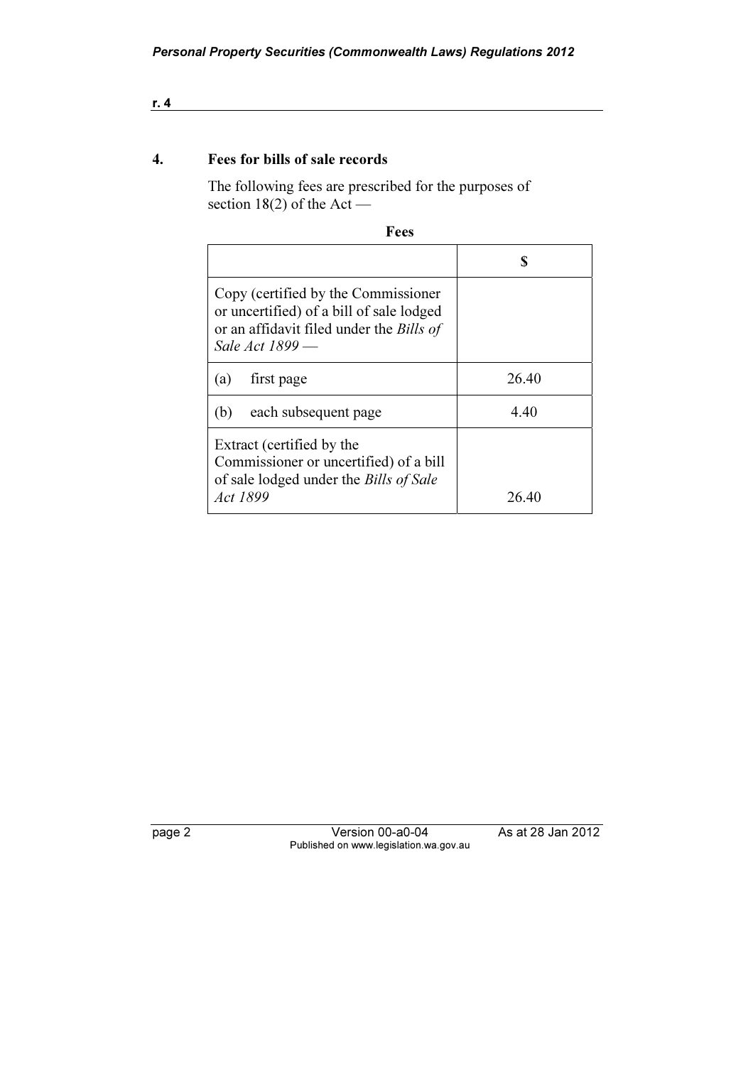## 4. Fees for bills of sale records

The following fees are prescribed for the purposes of section 18(2) of the Act —

**Fees**

| | $ |
|---|---|
| Copy (certified by the Commissioner or uncertified) of a bill of sale lodged or an affidavit filed under the *Bills of Sale Act 1899* — | |
| (a) first page | 26.40 |
| (b) each subsequent page | 4.40 |
| Extract (certified by the Commissioner or uncertified) of a bill of sale lodged under the *Bills of Sale Act 1899* | 26.40 |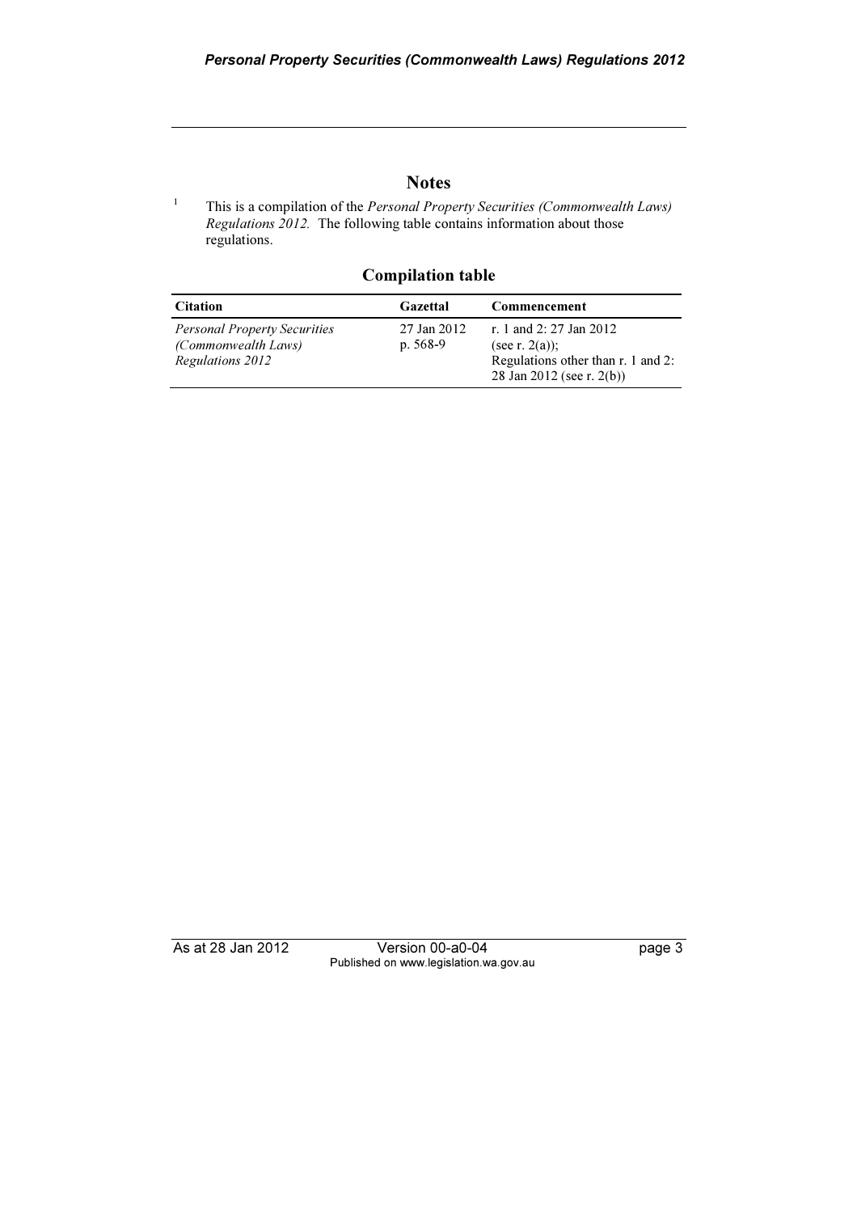## Notes

[1] This is a compilation of the *Personal Property Securities (Commonwealth Laws) Regulations 2012.* The following table contains information about those regulations.

### Compilation table

| Citation | Gazettal | Commencement |
|---|---|---|
| *Personal Property Securities (Commonwealth Laws) Regulations 2012* | 27 Jan 2012 p. 568-9 | r. 1 and 2: 27 Jan 2012 (see r. 2(a)); Regulations other than r. 1 and 2: 28 Jan 2012 (see r. 2(b)) |